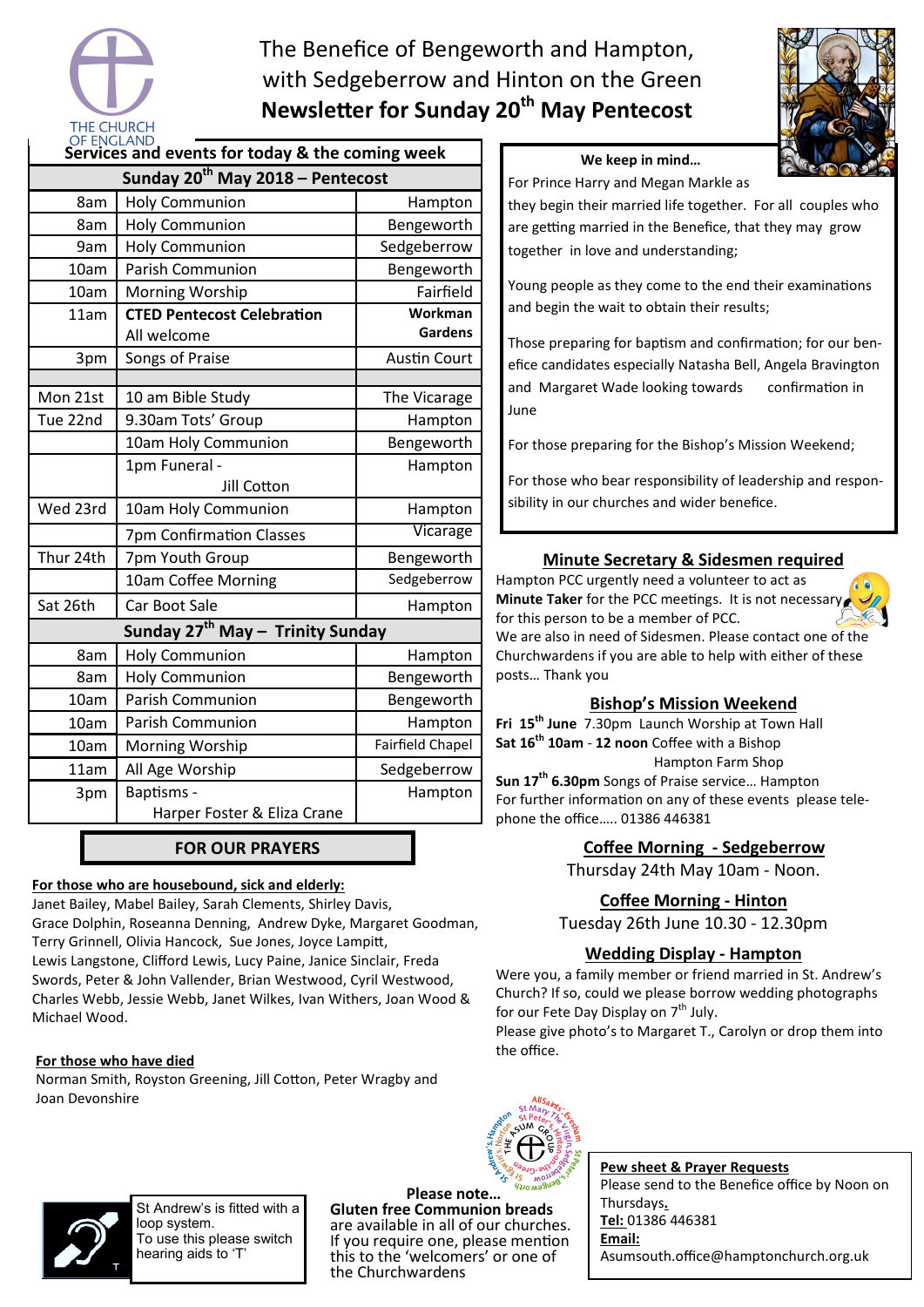# The Benefice of Bengeworth and Hampton, with Sedgeberrow and Hinton on the Green

## Newsletter for Sunday 20th May Pentecost

### Services and events for today & the coming week

| | | |
|---|---|---|
| **Sunday 20th May 2018 – Pentecost** | | |
| 8am | Holy Communion | Hampton |
| 8am | Holy Communion | Bengeworth |
| 9am | Holy Communion | Sedgeberrow |
| 10am | Parish Communion | Bengeworth |
| 10am | Morning Worship | Fairfield |
| 11am | **CTED Pentecost Celebration** All welcome | **Workman Gardens** |
| 3pm | Songs of Praise | Austin Court |
| | | |
| Mon 21st | 10 am Bible Study | The Vicarage |
| Tue 22nd | 9.30am Tots' Group | Hampton |
| | 10am Holy Communion | Bengeworth |
| | 1pm Funeral - Jill Cotton | Hampton |
| Wed 23rd | 10am Holy Communion | Hampton |
| | 7pm Confirmation Classes | Vicarage |
| Thur 24th | 7pm Youth Group | Bengeworth |
| | 10am Coffee Morning | Sedgeberrow |
| Sat 26th | Car Boot Sale | Hampton |
| **Sunday 27th May – Trinity Sunday** | | |
| 8am | Holy Communion | Hampton |
| 8am | Holy Communion | Bengeworth |
| 10am | Parish Communion | Bengeworth |
| 10am | Parish Communion | Hampton |
| 10am | Morning Worship | Fairfield Chapel |
| 11am | All Age Worship | Sedgeberrow |
| 3pm | Baptisms - Harper Foster & Eliza Crane | Hampton |

### FOR OUR PRAYERS

**For those who are housebound, sick and elderly:**

Janet Bailey, Mabel Bailey, Sarah Clements, Shirley Davis, Grace Dolphin, Roseanna Denning, Andrew Dyke, Margaret Goodman, Terry Grinnell, Olivia Hancock, Sue Jones, Joyce Lampitt, Lewis Langstone, Clifford Lewis, Lucy Paine, Janice Sinclair, Freda Swords, Peter & John Vallender, Brian Westwood, Cyril Westwood, Charles Webb, Jessie Webb, Janet Wilkes, Ivan Withers, Joan Wood & Michael Wood.

**For those who have died**

Norman Smith, Royston Greening, Jill Cotton, Peter Wragby and Joan Devonshire

### We keep in mind…

For Prince Harry and Megan Markle as they begin their married life together. For all couples who are getting married in the Benefice, that they may grow together in love and understanding;

Young people as they come to the end their examinations and begin the wait to obtain their results;

Those preparing for baptism and confirmation; for our benefice candidates especially Natasha Bell, Angela Bravington and Margaret Wade looking towards confirmation in June

For those preparing for the Bishop's Mission Weekend;

For those who bear responsibility of leadership and responsibility in our churches and wider benefice.

### Minute Secretary & Sidesmen required

Hampton PCC urgently need a volunteer to act as **Minute Taker** for the PCC meetings. It is not necessary for this person to be a member of PCC.
We are also in need of Sidesmen. Please contact one of the Churchwardens if you are able to help with either of these posts… Thank you

### Bishop's Mission Weekend

**Fri 15th June** 7.30pm Launch Worship at Town Hall
**Sat 16th 10am - 12 noon** Coffee with a Bishop Hampton Farm Shop
**Sun 17th 6.30pm** Songs of Praise service… Hampton
For further information on any of these events please telephone the office….. 01386 446381

### Coffee Morning - Sedgeberrow

Thursday 24th May 10am - Noon.

### Coffee Morning - Hinton

Tuesday 26th June 10.30 - 12.30pm

### Wedding Display - Hampton

Were you, a family member or friend married in St. Andrew's Church? If so, could we please borrow wedding photographs for our Fete Day Display on 7th July.
Please give photo's to Margaret T., Carolyn or drop them into the office.

St Andrew's is fitted with a loop system. To use this please switch hearing aids to 'T'

**Please note…**
**Gluten free Communion breads** are available in all of our churches. If you require one, please mention this to the 'welcomers' or one of the Churchwardens

**Pew sheet & Prayer Requests**
Please send to the Benefice office by Noon on Thursdays.
**Tel:** 01386 446381
**Email:**
Asumsouth.office@hamptonchurch.org.uk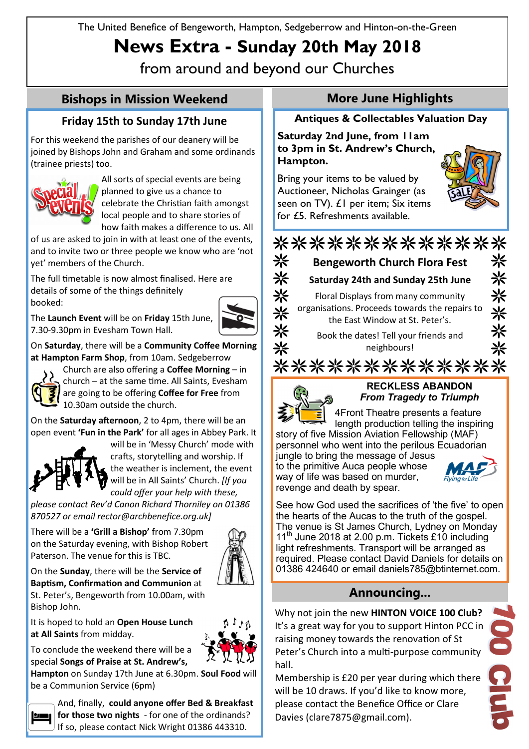The United Benefice of Bengeworth, Hampton, Sedgeberrow and Hinton-on-the-Green

# News Extra - Sunday 20th May 2018

from around and beyond our Churches

## Bishops in Mission Weekend

### Friday 15th to Sunday 17th June

For this weekend the parishes of our deanery will be joined by Bishops John and Graham and some ordinands (trainee priests) too.

All sorts of special events are being planned to give us a chance to celebrate the Christian faith amongst local people and to share stories of how faith makes a difference to us. All of us are asked to join in with at least one of the events, and to invite two or three people we know who are 'not yet' members of the Church.

The full timetable is now almost finalised. Here are details of some of the things definitely booked:

The **Launch Event** will be on **Friday** 15th June, 7.30-9.30pm in Evesham Town Hall.

On **Saturday**, there will be a **Community Coffee Morning at Hampton Farm Shop**, from 10am. Sedgeberrow Church are also offering a **Coffee Morning** – in church – at the same time. All Saints, Evesham are going to be offering **Coffee for Free** from 10.30am outside the church.

On the **Saturday afternoon**, 2 to 4pm, there will be an open event **'Fun in the Park'** for all ages in Abbey Park. It will be in 'Messy Church' mode with crafts, storytelling and worship. If the weather is inclement, the event will be in All Saints' Church. *[If you could offer your help with these, please contact Rev'd Canon Richard Thorniley on 01386 870527 or email rector@archbenefice.org.uk]*

There will be a **'Grill a Bishop'** from 7.30pm on the Saturday evening, with Bishop Robert Paterson. The venue for this is TBC.

On the **Sunday**, there will be the **Service of Baptism, Confirmation and Communion** at St. Peter's, Bengeworth from 10.00am, with Bishop John.

It is hoped to hold an **Open House Lunch at All Saints** from midday.

To conclude the weekend there will be a special **Songs of Praise at St. Andrew's, Hampton** on Sunday 17th June at 6.30pm. **Soul Food** will be a Communion Service (6pm)

And, finally, **could anyone offer Bed & Breakfast for those two nights** - for one of the ordinands? If so, please contact Nick Wright 01386 443310.

## More June Highlights

### Antiques & Collectables Valuation Day

**Saturday 2nd June, from 11am to 3pm in St. Andrew's Church, Hampton.**

Bring your items to be valued by Auctioneer, Nicholas Grainger (as seen on TV). £1 per item; Six items for £5. Refreshments available.

### Bengeworth Church Flora Fest

**Saturday 24th and Sunday 25th June**

Floral Displays from many community organisations. Proceeds towards the repairs to the East Window at St. Peter's.

Book the dates! Tell your friends and neighbours!

### RECKLESS ABANDON

***From Tragedy to Triumph***

4Front Theatre presents a feature length production telling the inspiring story of five Mission Aviation Fellowship (MAF) personnel who went into the perilous Ecuadorian jungle to bring the message of Jesus to the primitive Auca people whose way of life was based on murder, revenge and death by spear.

See how God used the sacrifices of 'the five' to open the hearts of the Aucas to the truth of the gospel. The venue is St James Church, Lydney on Monday 11th June 2018 at 2.00 p.m. Tickets £10 including light refreshments. Transport will be arranged as required. Please contact David Daniels for details on 01386 424640 or email daniels785@btinternet.com.

## Announcing...

Why not join the new **HINTON VOICE 100 Club?** It's a great way for you to support Hinton PCC in raising money towards the renovation of St Peter's Church into a multi-purpose community hall.

Membership is £20 per year during which there will be 10 draws. If you'd like to know more, please contact the Benefice Office or Clare Davies (clare7875@gmail.com).